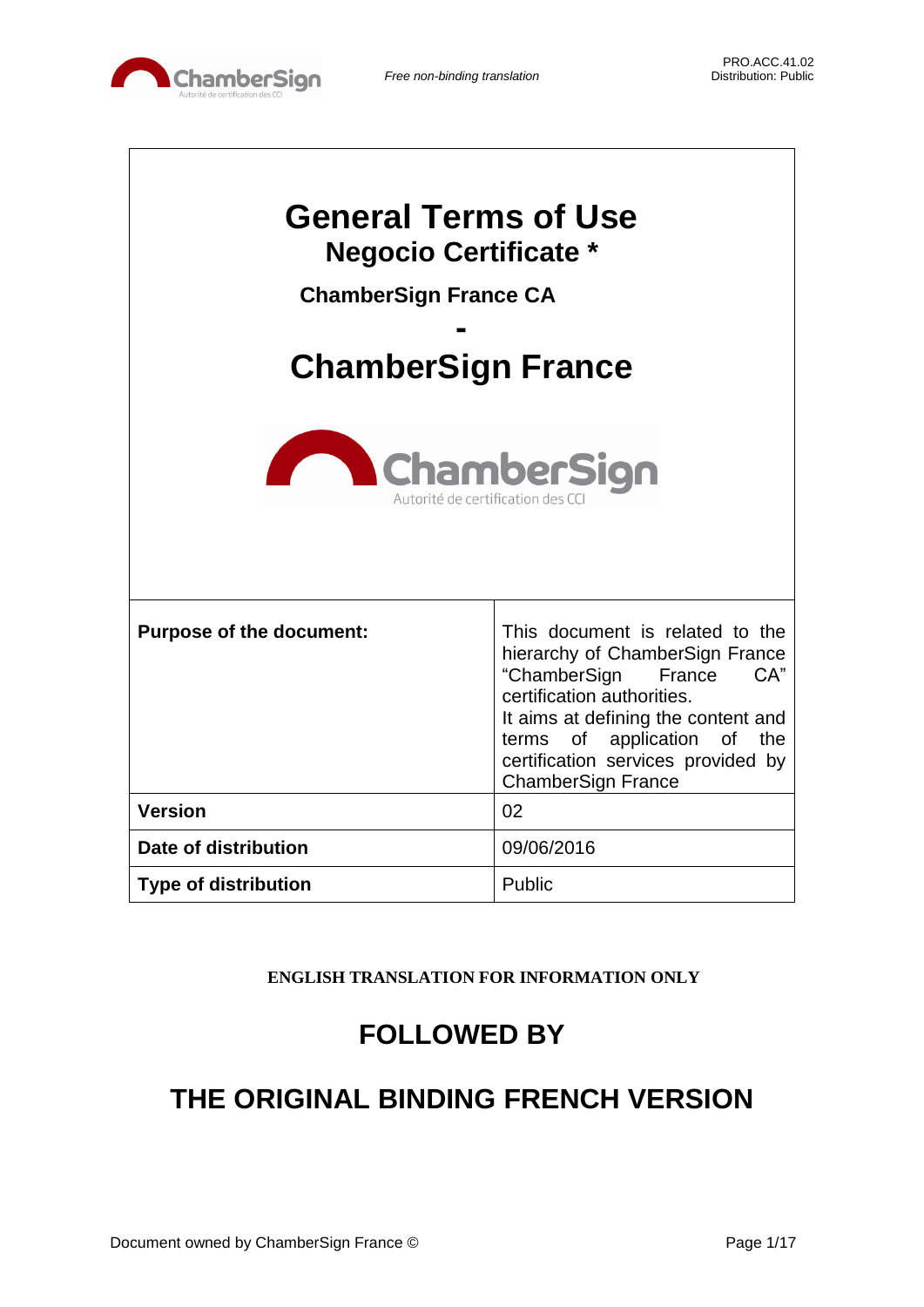# General Terms of Use

## Negocio Certificate *

### ChamberSign France CA

**-**

# ChamberSign France

| | |
|---|---|
| **Purpose of the document:** | This document is related to the hierarchy of ChamberSign France "ChamberSign France CA" certification authorities. It aims at defining the content and terms of application of the certification services provided by ChamberSign France |
| **Version** | 02 |
| **Date of distribution** | 09/06/2016 |
| **Type of distribution** | Public |

**ENGLISH TRANSLATION FOR INFORMATION ONLY**

## FOLLOWED BY

## THE ORIGINAL BINDING FRENCH VERSION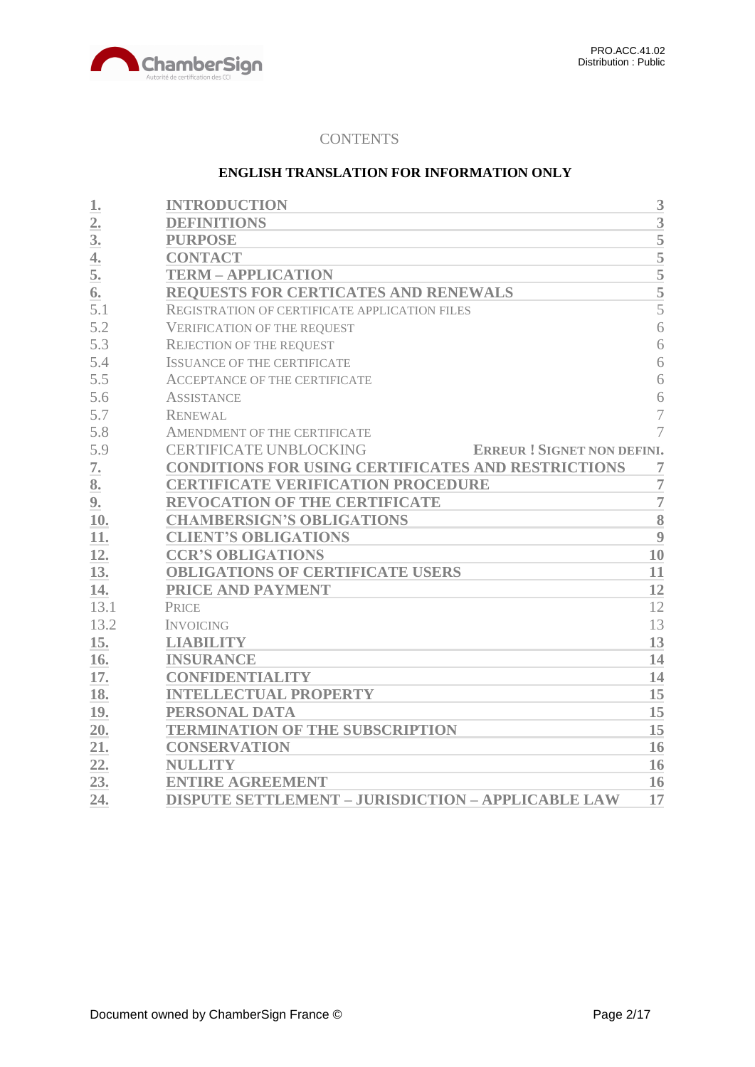CONTENTS

**ENGLISH TRANSLATION FOR INFORMATION ONLY**

| | | |
|---|---|---|
| **1.** | **INTRODUCTION** | **3** |
| **2.** | **DEFINITIONS** | **3** |
| **3.** | **PURPOSE** | **5** |
| **4.** | **CONTACT** | **5** |
| **5.** | **TERM – APPLICATION** | **5** |
| **6.** | **REQUESTS FOR CERTICATES AND RENEWALS** | **5** |
| 5.1 | REGISTRATION OF CERTIFICATE APPLICATION FILES | 5 |
| 5.2 | VERIFICATION OF THE REQUEST | 6 |
| 5.3 | REJECTION OF THE REQUEST | 6 |
| 5.4 | ISSUANCE OF THE CERTIFICATE | 6 |
| 5.5 | ACCEPTANCE OF THE CERTIFICATE | 6 |
| 5.6 | ASSISTANCE | 6 |
| 5.7 | RENEWAL | 7 |
| 5.8 | AMENDMENT OF THE CERTIFICATE | 7 |
| 5.9 | CERTIFICATE UNBLOCKING | ERREUR ! SIGNET NON DEFINI. |
| **7.** | **CONDITIONS FOR USING CERTIFICATES AND RESTRICTIONS** | **7** |
| **8.** | **CERTIFICATE VERIFICATION PROCEDURE** | **7** |
| **9.** | **REVOCATION OF THE CERTIFICATE** | **7** |
| **10.** | **CHAMBERSIGN'S OBLIGATIONS** | **8** |
| **11.** | **CLIENT'S OBLIGATIONS** | **9** |
| **12.** | **CCR'S OBLIGATIONS** | **10** |
| **13.** | **OBLIGATIONS OF CERTIFICATE USERS** | **11** |
| **14.** | **PRICE AND PAYMENT** | **12** |
| 13.1 | PRICE | 12 |
| 13.2 | INVOICING | 13 |
| **15.** | **LIABILITY** | **13** |
| **16.** | **INSURANCE** | **14** |
| **17.** | **CONFIDENTIALITY** | **14** |
| **18.** | **INTELLECTUAL PROPERTY** | **15** |
| **19.** | **PERSONAL DATA** | **15** |
| **20.** | **TERMINATION OF THE SUBSCRIPTION** | **15** |
| **21.** | **CONSERVATION** | **16** |
| **22.** | **NULLITY** | **16** |
| **23.** | **ENTIRE AGREEMENT** | **16** |
| **24.** | **DISPUTE SETTLEMENT – JURISDICTION – APPLICABLE LAW** | **17** |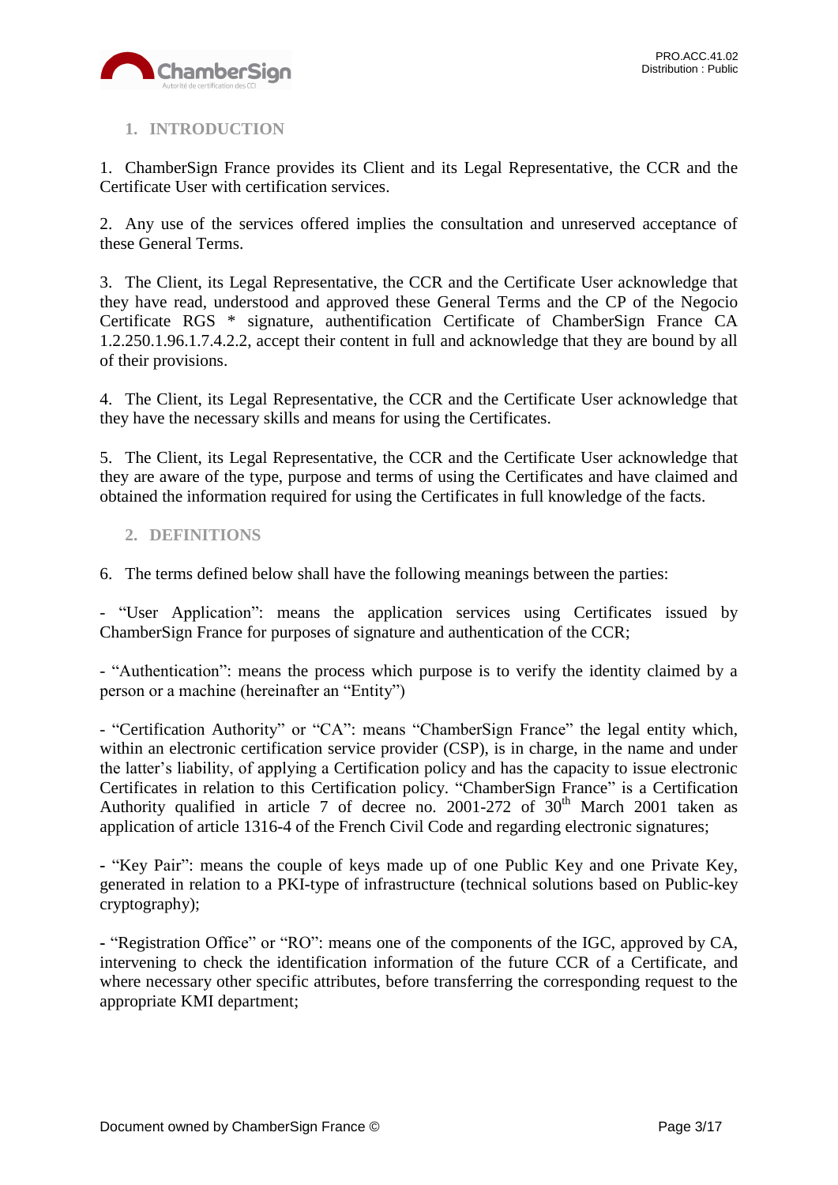## 1. INTRODUCTION

1. ChamberSign France provides its Client and its Legal Representative, the CCR and the Certificate User with certification services.

2. Any use of the services offered implies the consultation and unreserved acceptance of these General Terms.

3. The Client, its Legal Representative, the CCR and the Certificate User acknowledge that they have read, understood and approved these General Terms and the CP of the Negocio Certificate RGS * signature, authentification Certificate of ChamberSign France CA 1.2.250.1.96.1.7.4.2.2, accept their content in full and acknowledge that they are bound by all of their provisions.

4. The Client, its Legal Representative, the CCR and the Certificate User acknowledge that they have the necessary skills and means for using the Certificates.

5. The Client, its Legal Representative, the CCR and the Certificate User acknowledge that they are aware of the type, purpose and terms of using the Certificates and have claimed and obtained the information required for using the Certificates in full knowledge of the facts.

## 2. DEFINITIONS

6. The terms defined below shall have the following meanings between the parties:

- "User Application": means the application services using Certificates issued by ChamberSign France for purposes of signature and authentication of the CCR;

- "Authentication": means the process which purpose is to verify the identity claimed by a person or a machine (hereinafter an "Entity")

- "Certification Authority" or "CA": means "ChamberSign France" the legal entity which, within an electronic certification service provider (CSP), is in charge, in the name and under the latter's liability, of applying a Certification policy and has the capacity to issue electronic Certificates in relation to this Certification policy. "ChamberSign France" is a Certification Authority qualified in article 7 of decree no. 2001-272 of 30th March 2001 taken as application of article 1316-4 of the French Civil Code and regarding electronic signatures;

- "Key Pair": means the couple of keys made up of one Public Key and one Private Key, generated in relation to a PKI-type of infrastructure (technical solutions based on Public-key cryptography);

- "Registration Office" or "RO": means one of the components of the IGC, approved by CA, intervening to check the identification information of the future CCR of a Certificate, and where necessary other specific attributes, before transferring the corresponding request to the appropriate KMI department;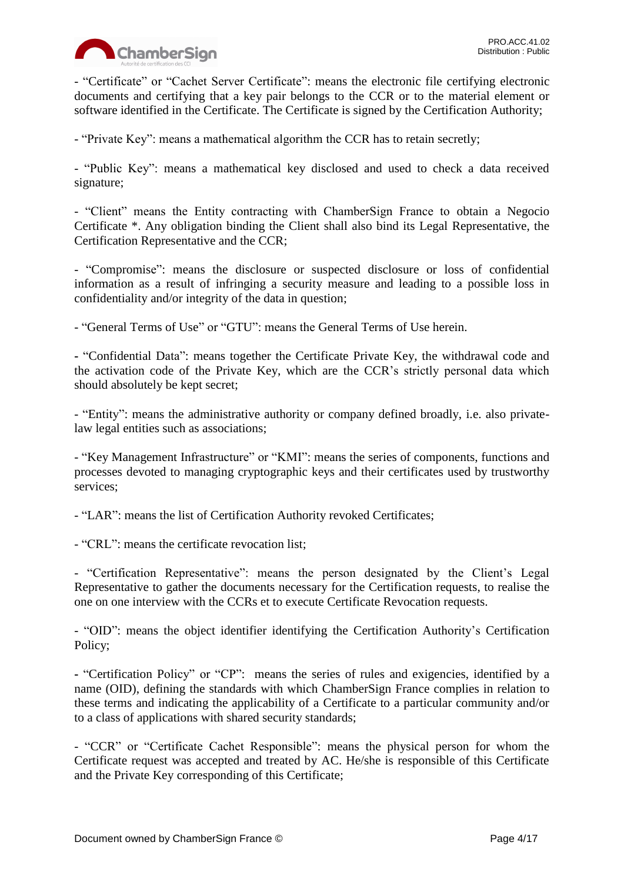- “Certificate” or “Cachet Server Certificate”: means the electronic file certifying electronic documents and certifying that a key pair belongs to the CCR or to the material element or software identified in the Certificate. The Certificate is signed by the Certification Authority;

- “Private Key”: means a mathematical algorithm the CCR has to retain secretly;

- “Public Key”: means a mathematical key disclosed and used to check a data received signature;

- “Client” means the Entity contracting with ChamberSign France to obtain a Negocio Certificate *. Any obligation binding the Client shall also bind its Legal Representative, the Certification Representative and the CCR;

- “Compromise”: means the disclosure or suspected disclosure or loss of confidential information as a result of infringing a security measure and leading to a possible loss in confidentiality and/or integrity of the data in question;

- “General Terms of Use” or “GTU”: means the General Terms of Use herein.

- “Confidential Data”: means together the Certificate Private Key, the withdrawal code and the activation code of the Private Key, which are the CCR’s strictly personal data which should absolutely be kept secret;

- “Entity”: means the administrative authority or company defined broadly, i.e. also private-law legal entities such as associations;

- “Key Management Infrastructure” or “KMI”: means the series of components, functions and processes devoted to managing cryptographic keys and their certificates used by trustworthy services;

- “LAR”: means the list of Certification Authority revoked Certificates;

- “CRL”: means the certificate revocation list;

- “Certification Representative”: means the person designated by the Client’s Legal Representative to gather the documents necessary for the Certification requests, to realise the one on one interview with the CCRs et to execute Certificate Revocation requests.

- “OID”: means the object identifier identifying the Certification Authority’s Certification Policy;

- “Certification Policy” or “CP”: means the series of rules and exigencies, identified by a name (OID), defining the standards with which ChamberSign France complies in relation to these terms and indicating the applicability of a Certificate to a particular community and/or to a class of applications with shared security standards;

- “CCR” or “Certificate Cachet Responsible”: means the physical person for whom the Certificate request was accepted and treated by AC. He/she is responsible of this Certificate and the Private Key corresponding of this Certificate;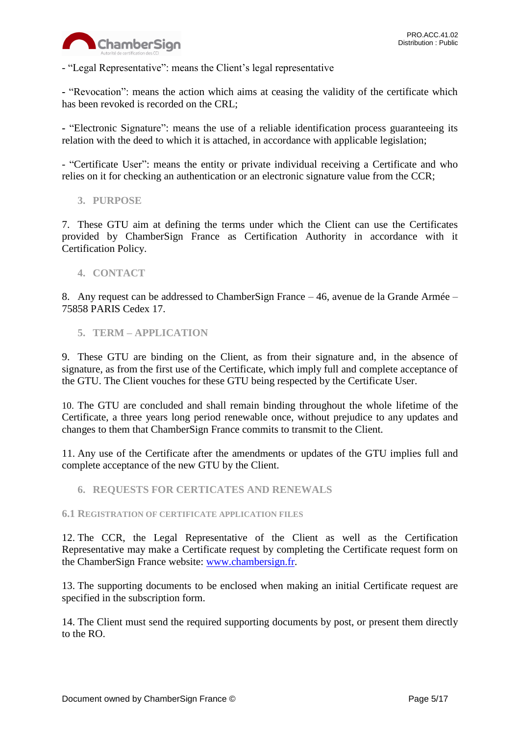- “Legal Representative”: means the Client’s legal representative

- “Revocation”: means the action which aims at ceasing the validity of the certificate which has been revoked is recorded on the CRL;

- “Electronic Signature”: means the use of a reliable identification process guaranteeing its relation with the deed to which it is attached, in accordance with applicable legislation;

- “Certificate User”: means the entity or private individual receiving a Certificate and who relies on it for checking an authentication or an electronic signature value from the CCR;

## 3. PURPOSE

7. These GTU aim at defining the terms under which the Client can use the Certificates provided by ChamberSign France as Certification Authority in accordance with it Certification Policy.

## 4. CONTACT

8. Any request can be addressed to ChamberSign France – 46, avenue de la Grande Armée – 75858 PARIS Cedex 17.

## 5. TERM – APPLICATION

9. These GTU are binding on the Client, as from their signature and, in the absence of signature, as from the first use of the Certificate, which imply full and complete acceptance of the GTU. The Client vouches for these GTU being respected by the Certificate User.

10. The GTU are concluded and shall remain binding throughout the whole lifetime of the Certificate, a three years long period renewable once, without prejudice to any updates and changes to them that ChamberSign France commits to transmit to the Client.

11. Any use of the Certificate after the amendments or updates of the GTU implies full and complete acceptance of the new GTU by the Client.

## 6. REQUESTS FOR CERTICATES AND RENEWALS

### 6.1 Registration of certificate application files

12. The CCR, the Legal Representative of the Client as well as the Certification Representative may make a Certificate request by completing the Certificate request form on the ChamberSign France website: www.chambersign.fr.

13. The supporting documents to be enclosed when making an initial Certificate request are specified in the subscription form.

14. The Client must send the required supporting documents by post, or present them directly to the RO.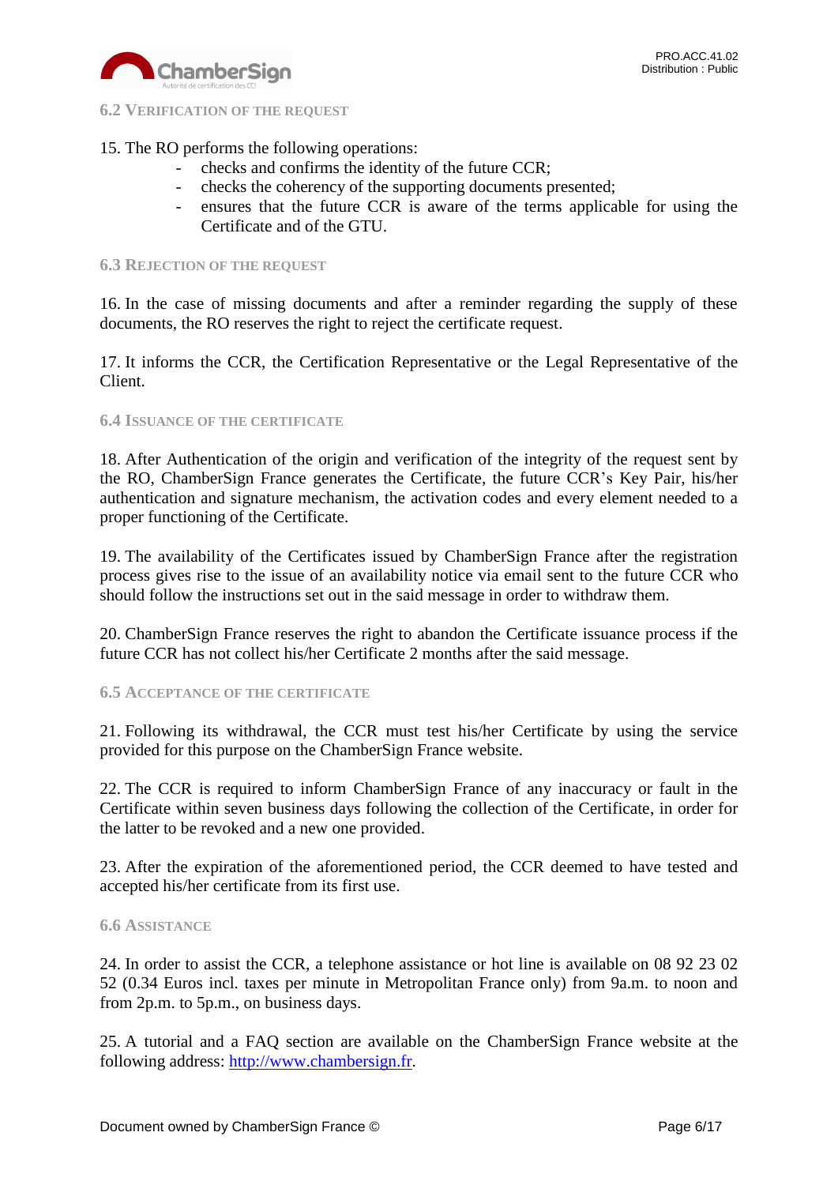### 6.2 Verification of the request

15. The RO performs the following operations:

- checks and confirms the identity of the future CCR;
- checks the coherency of the supporting documents presented;
- ensures that the future CCR is aware of the terms applicable for using the Certificate and of the GTU.

### 6.3 Rejection of the request

16. In the case of missing documents and after a reminder regarding the supply of these documents, the RO reserves the right to reject the certificate request.

17. It informs the CCR, the Certification Representative or the Legal Representative of the Client.

### 6.4 Issuance of the certificate

18. After Authentication of the origin and verification of the integrity of the request sent by the RO, ChamberSign France generates the Certificate, the future CCR's Key Pair, his/her authentication and signature mechanism, the activation codes and every element needed to a proper functioning of the Certificate.

19. The availability of the Certificates issued by ChamberSign France after the registration process gives rise to the issue of an availability notice via email sent to the future CCR who should follow the instructions set out in the said message in order to withdraw them.

20. ChamberSign France reserves the right to abandon the Certificate issuance process if the future CCR has not collect his/her Certificate 2 months after the said message.

### 6.5 Acceptance of the certificate

21. Following its withdrawal, the CCR must test his/her Certificate by using the service provided for this purpose on the ChamberSign France website.

22. The CCR is required to inform ChamberSign France of any inaccuracy or fault in the Certificate within seven business days following the collection of the Certificate, in order for the latter to be revoked and a new one provided.

23. After the expiration of the aforementioned period, the CCR deemed to have tested and accepted his/her certificate from its first use.

### 6.6 Assistance

24. In order to assist the CCR, a telephone assistance or hot line is available on 08 92 23 02 52 (0.34 Euros incl. taxes per minute in Metropolitan France only) from 9a.m. to noon and from 2p.m. to 5p.m., on business days.

25. A tutorial and a FAQ section are available on the ChamberSign France website at the following address: [http://www.chambersign.fr](http://www.chambersign.fr).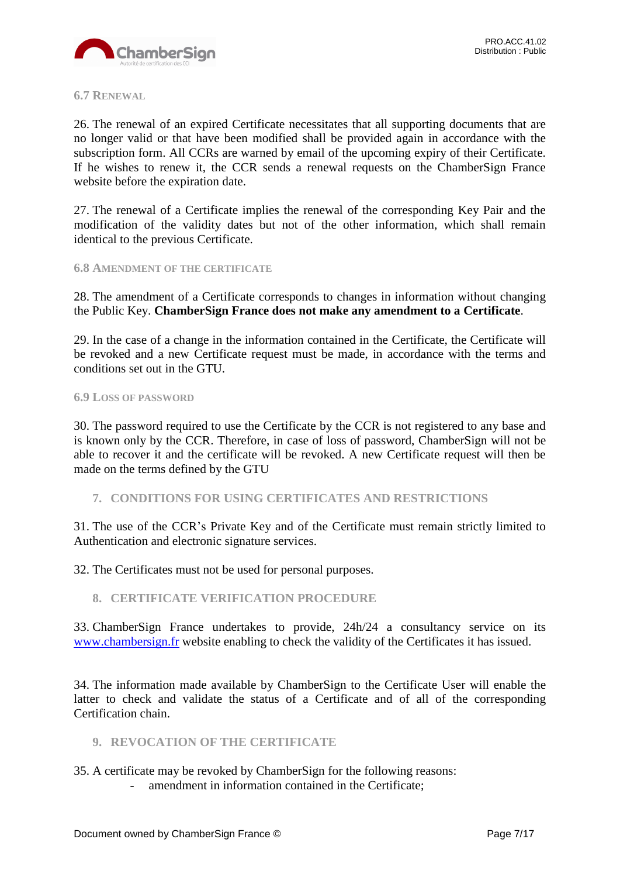### 6.7 Renewal

26. The renewal of an expired Certificate necessitates that all supporting documents that are no longer valid or that have been modified shall be provided again in accordance with the subscription form. All CCRs are warned by email of the upcoming expiry of their Certificate. If he wishes to renew it, the CCR sends a renewal requests on the ChamberSign France website before the expiration date.

27. The renewal of a Certificate implies the renewal of the corresponding Key Pair and the modification of the validity dates but not of the other information, which shall remain identical to the previous Certificate.

### 6.8 Amendment of the Certificate

28. The amendment of a Certificate corresponds to changes in information without changing the Public Key. **ChamberSign France does not make any amendment to a Certificate**.

29. In the case of a change in the information contained in the Certificate, the Certificate will be revoked and a new Certificate request must be made, in accordance with the terms and conditions set out in the GTU.

### 6.9 Loss of Password

30. The password required to use the Certificate by the CCR is not registered to any base and is known only by the CCR. Therefore, in case of loss of password, ChamberSign will not be able to recover it and the certificate will be revoked. A new Certificate request will then be made on the terms defined by the GTU

## 7. Conditions for Using Certificates and Restrictions

31. The use of the CCR's Private Key and of the Certificate must remain strictly limited to Authentication and electronic signature services.

32. The Certificates must not be used for personal purposes.

## 8. Certificate Verification Procedure

33. ChamberSign France undertakes to provide, 24h/24 a consultancy service on its www.chambersign.fr website enabling to check the validity of the Certificates it has issued.

34. The information made available by ChamberSign to the Certificate User will enable the latter to check and validate the status of a Certificate and of all of the corresponding Certification chain.

## 9. Revocation of the Certificate

35. A certificate may be revoked by ChamberSign for the following reasons:

- amendment in information contained in the Certificate;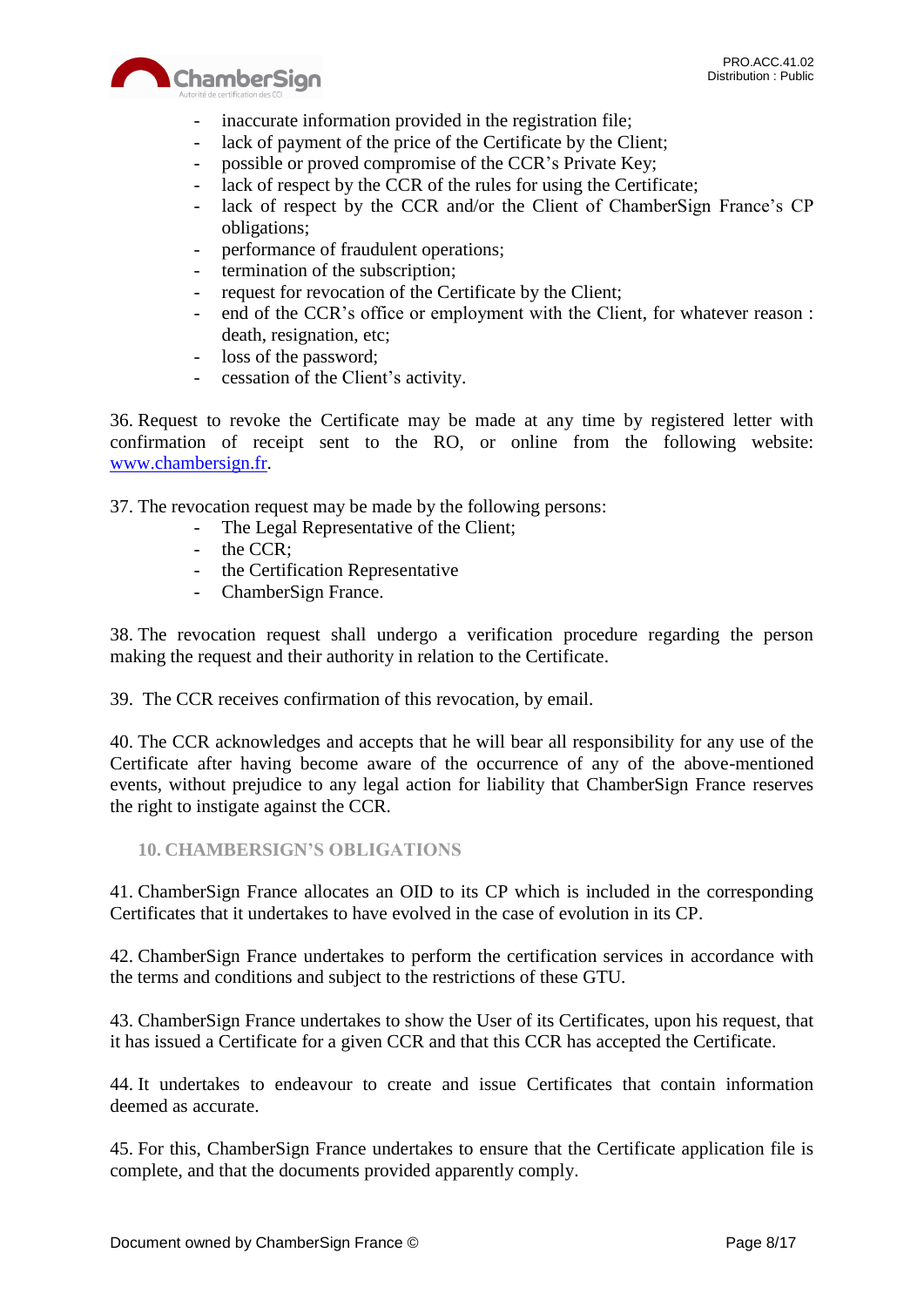- inaccurate information provided in the registration file;
- lack of payment of the price of the Certificate by the Client;
- possible or proved compromise of the CCR's Private Key;
- lack of respect by the CCR of the rules for using the Certificate;
- lack of respect by the CCR and/or the Client of ChamberSign France's CP obligations;
- performance of fraudulent operations;
- termination of the subscription;
- request for revocation of the Certificate by the Client;
- end of the CCR's office or employment with the Client, for whatever reason : death, resignation, etc;
- loss of the password;
- cessation of the Client's activity.

36. Request to revoke the Certificate may be made at any time by registered letter with confirmation of receipt sent to the RO, or online from the following website: www.chambersign.fr.

37. The revocation request may be made by the following persons:

- The Legal Representative of the Client;
- the CCR;
- the Certification Representative
- ChamberSign France.

38. The revocation request shall undergo a verification procedure regarding the person making the request and their authority in relation to the Certificate.

39. The CCR receives confirmation of this revocation, by email.

40. The CCR acknowledges and accepts that he will bear all responsibility for any use of the Certificate after having become aware of the occurrence of any of the above-mentioned events, without prejudice to any legal action for liability that ChamberSign France reserves the right to instigate against the CCR.

## 10. CHAMBERSIGN'S OBLIGATIONS

41. ChamberSign France allocates an OID to its CP which is included in the corresponding Certificates that it undertakes to have evolved in the case of evolution in its CP.

42. ChamberSign France undertakes to perform the certification services in accordance with the terms and conditions and subject to the restrictions of these GTU.

43. ChamberSign France undertakes to show the User of its Certificates, upon his request, that it has issued a Certificate for a given CCR and that this CCR has accepted the Certificate.

44. It undertakes to endeavour to create and issue Certificates that contain information deemed as accurate.

45. For this, ChamberSign France undertakes to ensure that the Certificate application file is complete, and that the documents provided apparently comply.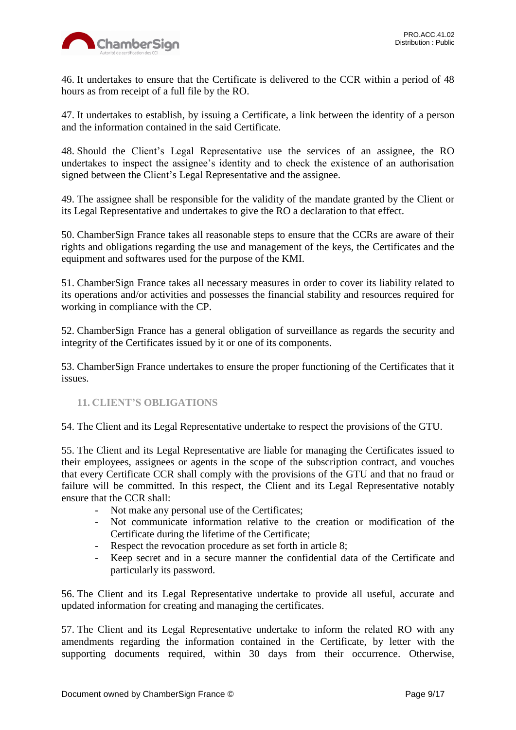46. It undertakes to ensure that the Certificate is delivered to the CCR within a period of 48 hours as from receipt of a full file by the RO.

47. It undertakes to establish, by issuing a Certificate, a link between the identity of a person and the information contained in the said Certificate.

48. Should the Client's Legal Representative use the services of an assignee, the RO undertakes to inspect the assignee's identity and to check the existence of an authorisation signed between the Client's Legal Representative and the assignee.

49. The assignee shall be responsible for the validity of the mandate granted by the Client or its Legal Representative and undertakes to give the RO a declaration to that effect.

50. ChamberSign France takes all reasonable steps to ensure that the CCRs are aware of their rights and obligations regarding the use and management of the keys, the Certificates and the equipment and softwares used for the purpose of the KMI.

51. ChamberSign France takes all necessary measures in order to cover its liability related to its operations and/or activities and possesses the financial stability and resources required for working in compliance with the CP.

52. ChamberSign France has a general obligation of surveillance as regards the security and integrity of the Certificates issued by it or one of its components.

53. ChamberSign France undertakes to ensure the proper functioning of the Certificates that it issues.

## 11. CLIENT'S OBLIGATIONS

54. The Client and its Legal Representative undertake to respect the provisions of the GTU.

55. The Client and its Legal Representative are liable for managing the Certificates issued to their employees, assignees or agents in the scope of the subscription contract, and vouches that every Certificate CCR shall comply with the provisions of the GTU and that no fraud or failure will be committed. In this respect, the Client and its Legal Representative notably ensure that the CCR shall:

- Not make any personal use of the Certificates;
- Not communicate information relative to the creation or modification of the Certificate during the lifetime of the Certificate;
- Respect the revocation procedure as set forth in article 8;
- Keep secret and in a secure manner the confidential data of the Certificate and particularly its password.

56. The Client and its Legal Representative undertake to provide all useful, accurate and updated information for creating and managing the certificates.

57. The Client and its Legal Representative undertake to inform the related RO with any amendments regarding the information contained in the Certificate, by letter with the supporting documents required, within 30 days from their occurrence. Otherwise,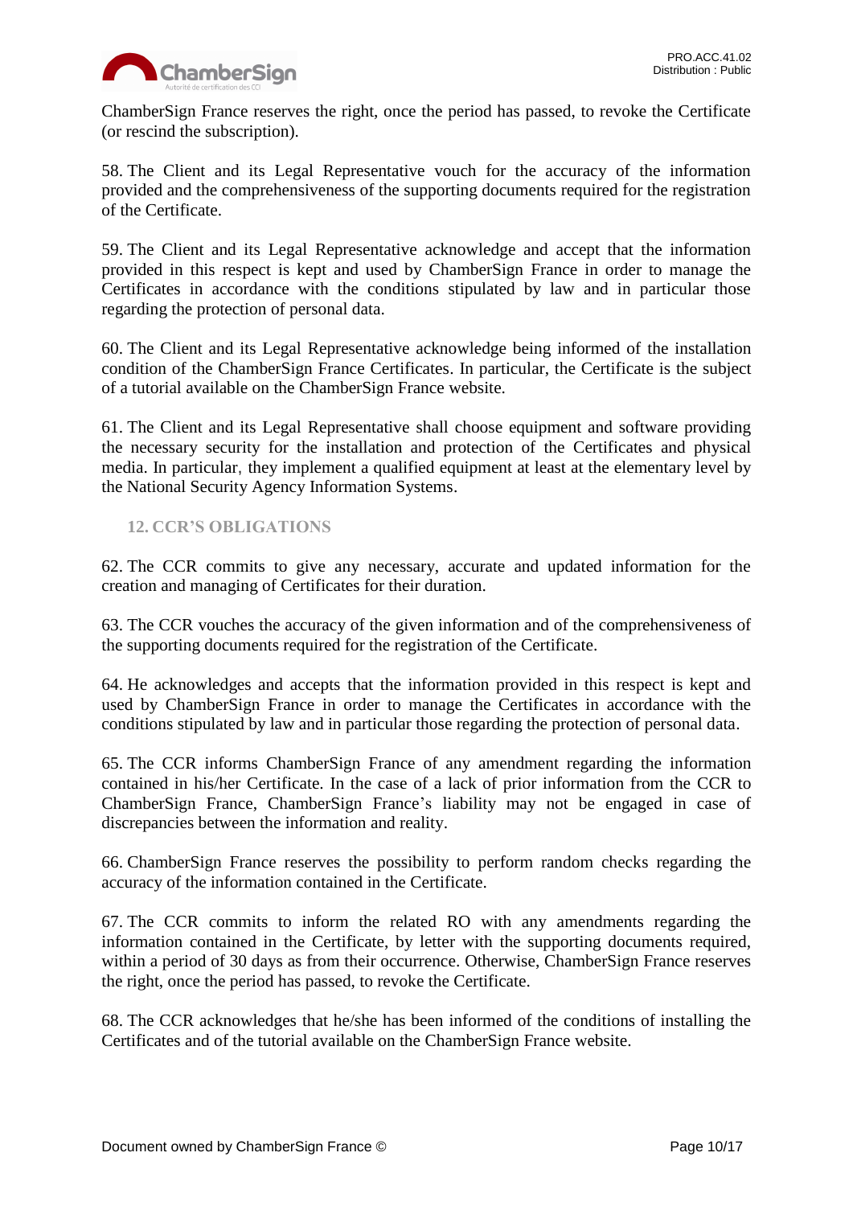ChamberSign France reserves the right, once the period has passed, to revoke the Certificate (or rescind the subscription).

58. The Client and its Legal Representative vouch for the accuracy of the information provided and the comprehensiveness of the supporting documents required for the registration of the Certificate.

59. The Client and its Legal Representative acknowledge and accept that the information provided in this respect is kept and used by ChamberSign France in order to manage the Certificates in accordance with the conditions stipulated by law and in particular those regarding the protection of personal data.

60. The Client and its Legal Representative acknowledge being informed of the installation condition of the ChamberSign France Certificates. In particular, the Certificate is the subject of a tutorial available on the ChamberSign France website.

61. The Client and its Legal Representative shall choose equipment and software providing the necessary security for the installation and protection of the Certificates and physical media. In particular, they implement a qualified equipment at least at the elementary level by the National Security Agency Information Systems.

## 12. CCR'S OBLIGATIONS

62. The CCR commits to give any necessary, accurate and updated information for the creation and managing of Certificates for their duration.

63. The CCR vouches the accuracy of the given information and of the comprehensiveness of the supporting documents required for the registration of the Certificate.

64. He acknowledges and accepts that the information provided in this respect is kept and used by ChamberSign France in order to manage the Certificates in accordance with the conditions stipulated by law and in particular those regarding the protection of personal data.

65. The CCR informs ChamberSign France of any amendment regarding the information contained in his/her Certificate. In the case of a lack of prior information from the CCR to ChamberSign France, ChamberSign France's liability may not be engaged in case of discrepancies between the information and reality.

66. ChamberSign France reserves the possibility to perform random checks regarding the accuracy of the information contained in the Certificate.

67. The CCR commits to inform the related RO with any amendments regarding the information contained in the Certificate, by letter with the supporting documents required, within a period of 30 days as from their occurrence. Otherwise, ChamberSign France reserves the right, once the period has passed, to revoke the Certificate.

68. The CCR acknowledges that he/she has been informed of the conditions of installing the Certificates and of the tutorial available on the ChamberSign France website.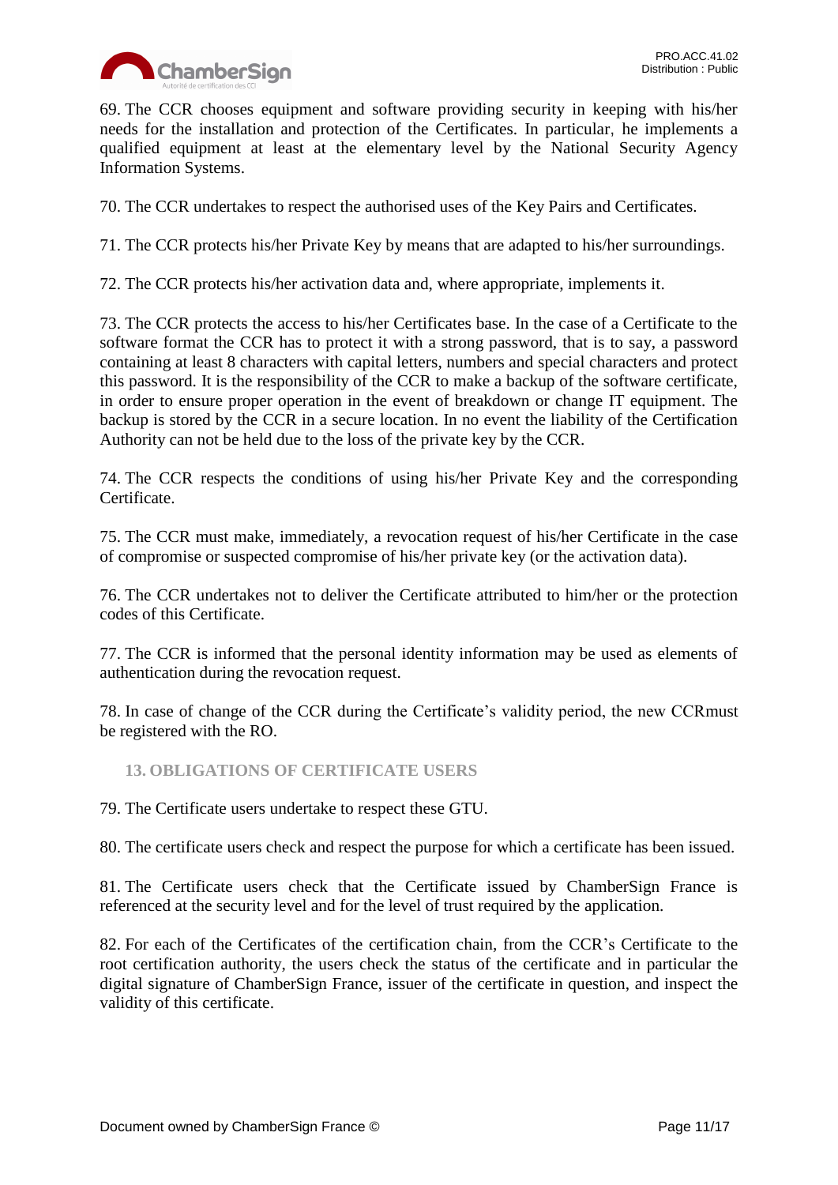69. The CCR chooses equipment and software providing security in keeping with his/her needs for the installation and protection of the Certificates. In particular, he implements a qualified equipment at least at the elementary level by the National Security Agency Information Systems.

70. The CCR undertakes to respect the authorised uses of the Key Pairs and Certificates.

71. The CCR protects his/her Private Key by means that are adapted to his/her surroundings.

72. The CCR protects his/her activation data and, where appropriate, implements it.

73. The CCR protects the access to his/her Certificates base. In the case of a Certificate to the software format the CCR has to protect it with a strong password, that is to say, a password containing at least 8 characters with capital letters, numbers and special characters and protect this password. It is the responsibility of the CCR to make a backup of the software certificate, in order to ensure proper operation in the event of breakdown or change IT equipment. The backup is stored by the CCR in a secure location. In no event the liability of the Certification Authority can not be held due to the loss of the private key by the CCR.

74. The CCR respects the conditions of using his/her Private Key and the corresponding Certificate.

75. The CCR must make, immediately, a revocation request of his/her Certificate in the case of compromise or suspected compromise of his/her private key (or the activation data).

76. The CCR undertakes not to deliver the Certificate attributed to him/her or the protection codes of this Certificate.

77. The CCR is informed that the personal identity information may be used as elements of authentication during the revocation request.

78. In case of change of the CCR during the Certificate's validity period, the new CCRmust be registered with the RO.

## 13. OBLIGATIONS OF CERTIFICATE USERS

79. The Certificate users undertake to respect these GTU.

80. The certificate users check and respect the purpose for which a certificate has been issued.

81. The Certificate users check that the Certificate issued by ChamberSign France is referenced at the security level and for the level of trust required by the application.

82. For each of the Certificates of the certification chain, from the CCR's Certificate to the root certification authority, the users check the status of the certificate and in particular the digital signature of ChamberSign France, issuer of the certificate in question, and inspect the validity of this certificate.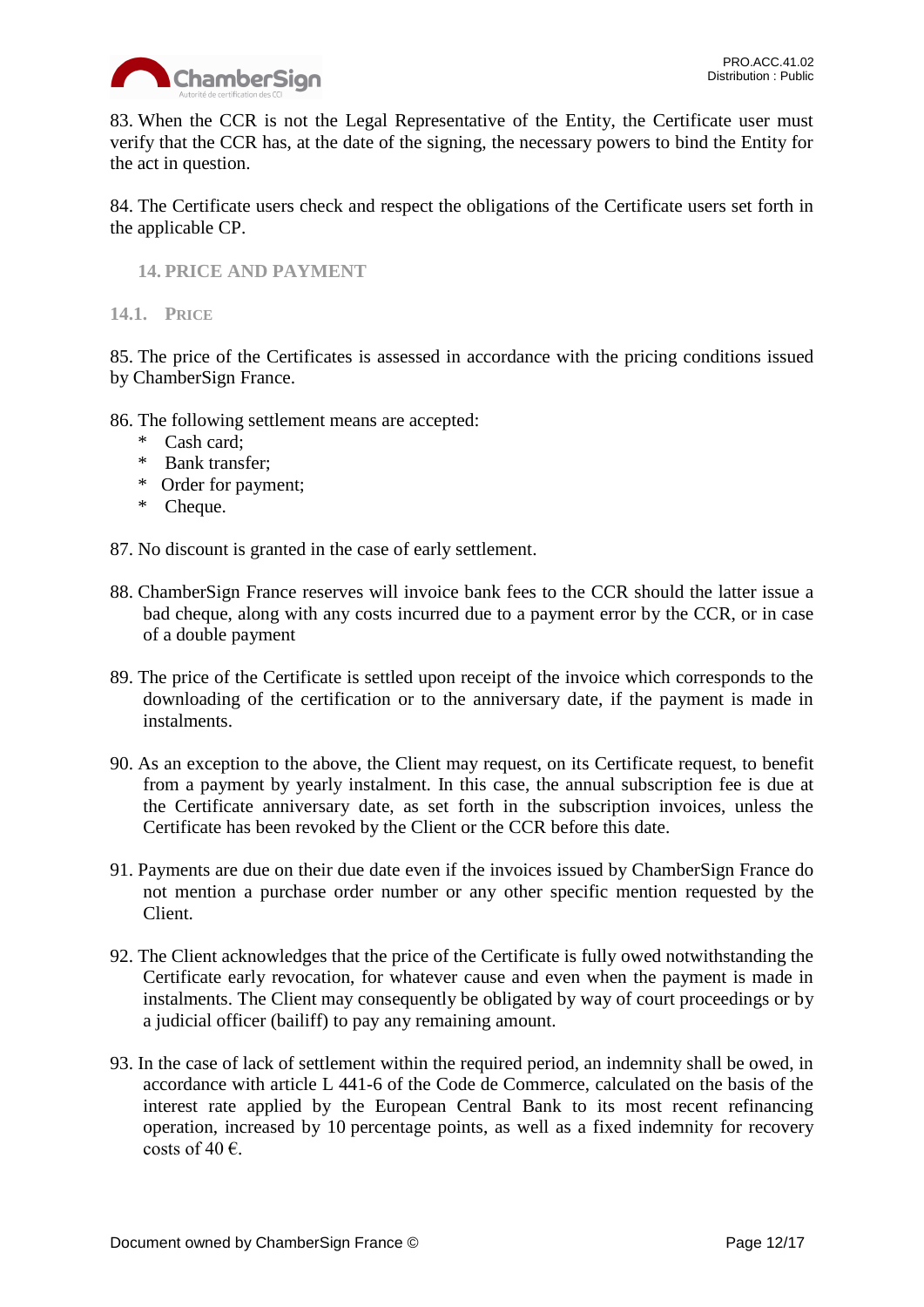83. When the CCR is not the Legal Representative of the Entity, the Certificate user must verify that the CCR has, at the date of the signing, the necessary powers to bind the Entity for the act in question.

84. The Certificate users check and respect the obligations of the Certificate users set forth in the applicable CP.

## 14. PRICE AND PAYMENT

### 14.1. PRICE

85. The price of the Certificates is assessed in accordance with the pricing conditions issued by ChamberSign France.

86. The following settlement means are accepted:

- Cash card;
- Bank transfer;
- Order for payment;
- Cheque.

87. No discount is granted in the case of early settlement.

88. ChamberSign France reserves will invoice bank fees to the CCR should the latter issue a bad cheque, along with any costs incurred due to a payment error by the CCR, or in case of a double payment

89. The price of the Certificate is settled upon receipt of the invoice which corresponds to the downloading of the certification or to the anniversary date, if the payment is made in instalments.

90. As an exception to the above, the Client may request, on its Certificate request, to benefit from a payment by yearly instalment. In this case, the annual subscription fee is due at the Certificate anniversary date, as set forth in the subscription invoices, unless the Certificate has been revoked by the Client or the CCR before this date.

91. Payments are due on their due date even if the invoices issued by ChamberSign France do not mention a purchase order number or any other specific mention requested by the Client.

92. The Client acknowledges that the price of the Certificate is fully owed notwithstanding the Certificate early revocation, for whatever cause and even when the payment is made in instalments. The Client may consequently be obligated by way of court proceedings or by a judicial officer (bailiff) to pay any remaining amount.

93. In the case of lack of settlement within the required period, an indemnity shall be owed, in accordance with article L 441-6 of the Code de Commerce, calculated on the basis of the interest rate applied by the European Central Bank to its most recent refinancing operation, increased by 10 percentage points, as well as a fixed indemnity for recovery costs of 40 €.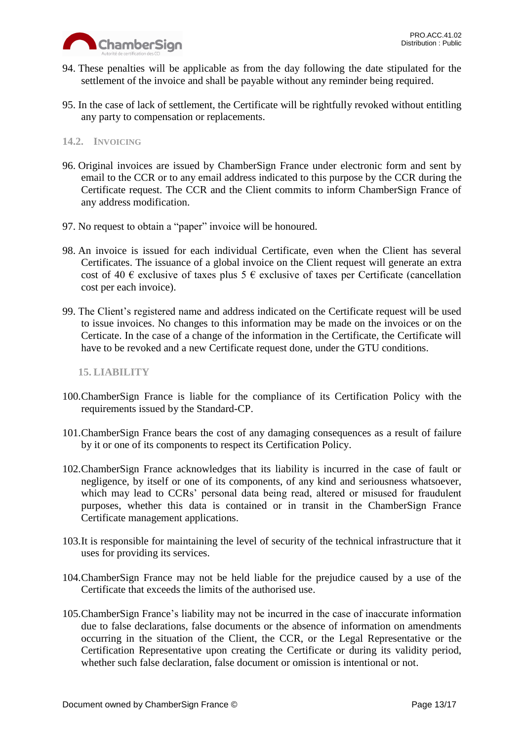94. These penalties will be applicable as from the day following the date stipulated for the settlement of the invoice and shall be payable without any reminder being required.

95. In the case of lack of settlement, the Certificate will be rightfully revoked without entitling any party to compensation or replacements.

### 14.2. INVOICING

96. Original invoices are issued by ChamberSign France under electronic form and sent by email to the CCR or to any email address indicated to this purpose by the CCR during the Certificate request. The CCR and the Client commits to inform ChamberSign France of any address modification.

97. No request to obtain a "paper" invoice will be honoured.

98. An invoice is issued for each individual Certificate, even when the Client has several Certificates. The issuance of a global invoice on the Client request will generate an extra cost of 40 € exclusive of taxes plus 5 € exclusive of taxes per Certificate (cancellation cost per each invoice).

99. The Client's registered name and address indicated on the Certificate request will be used to issue invoices. No changes to this information may be made on the invoices or on the Certicate. In the case of a change of the information in the Certificate, the Certificate will have to be revoked and a new Certificate request done, under the GTU conditions.

## 15. LIABILITY

100. ChamberSign France is liable for the compliance of its Certification Policy with the requirements issued by the Standard-CP.

101. ChamberSign France bears the cost of any damaging consequences as a result of failure by it or one of its components to respect its Certification Policy.

102. ChamberSign France acknowledges that its liability is incurred in the case of fault or negligence, by itself or one of its components, of any kind and seriousness whatsoever, which may lead to CCRs' personal data being read, altered or misused for fraudulent purposes, whether this data is contained or in transit in the ChamberSign France Certificate management applications.

103. It is responsible for maintaining the level of security of the technical infrastructure that it uses for providing its services.

104. ChamberSign France may not be held liable for the prejudice caused by a use of the Certificate that exceeds the limits of the authorised use.

105. ChamberSign France's liability may not be incurred in the case of inaccurate information due to false declarations, false documents or the absence of information on amendments occurring in the situation of the Client, the CCR, or the Legal Representative or the Certification Representative upon creating the Certificate or during its validity period, whether such false declaration, false document or omission is intentional or not.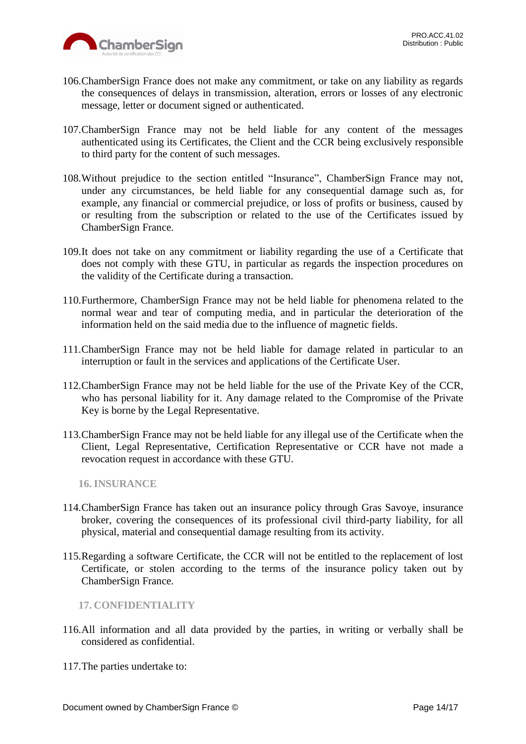106. ChamberSign France does not make any commitment, or take on any liability as regards the consequences of delays in transmission, alteration, errors or losses of any electronic message, letter or document signed or authenticated.

107. ChamberSign France may not be held liable for any content of the messages authenticated using its Certificates, the Client and the CCR being exclusively responsible to third party for the content of such messages.

108. Without prejudice to the section entitled "Insurance", ChamberSign France may not, under any circumstances, be held liable for any consequential damage such as, for example, any financial or commercial prejudice, or loss of profits or business, caused by or resulting from the subscription or related to the use of the Certificates issued by ChamberSign France.

109. It does not take on any commitment or liability regarding the use of a Certificate that does not comply with these GTU, in particular as regards the inspection procedures on the validity of the Certificate during a transaction.

110. Furthermore, ChamberSign France may not be held liable for phenomena related to the normal wear and tear of computing media, and in particular the deterioration of the information held on the said media due to the influence of magnetic fields.

111. ChamberSign France may not be held liable for damage related in particular to an interruption or fault in the services and applications of the Certificate User.

112. ChamberSign France may not be held liable for the use of the Private Key of the CCR, who has personal liability for it. Any damage related to the Compromise of the Private Key is borne by the Legal Representative.

113. ChamberSign France may not be held liable for any illegal use of the Certificate when the Client, Legal Representative, Certification Representative or CCR have not made a revocation request in accordance with these GTU.

## 16. INSURANCE

114. ChamberSign France has taken out an insurance policy through Gras Savoye, insurance broker, covering the consequences of its professional civil third-party liability, for all physical, material and consequential damage resulting from its activity.

115. Regarding a software Certificate, the CCR will not be entitled to the replacement of lost Certificate, or stolen according to the terms of the insurance policy taken out by ChamberSign France.

## 17. CONFIDENTIALITY

116. All information and all data provided by the parties, in writing or verbally shall be considered as confidential.

117. The parties undertake to: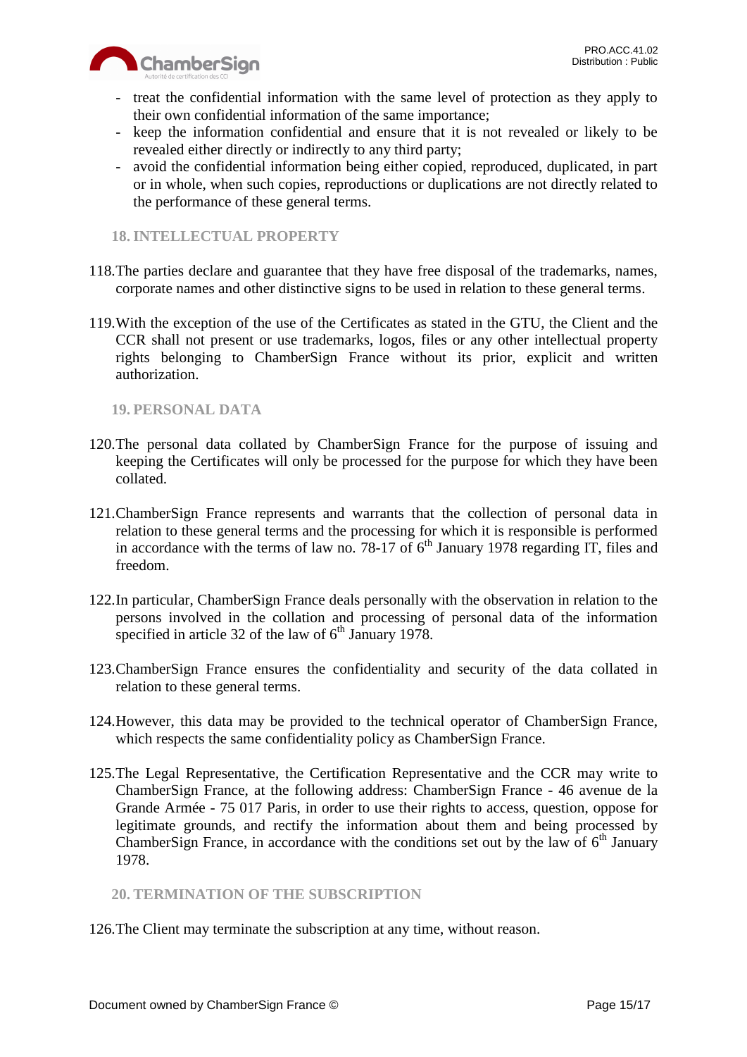- treat the confidential information with the same level of protection as they apply to their own confidential information of the same importance;
- keep the information confidential and ensure that it is not revealed or likely to be revealed either directly or indirectly to any third party;
- avoid the confidential information being either copied, reproduced, duplicated, in part or in whole, when such copies, reproductions or duplications are not directly related to the performance of these general terms.

## 18. INTELLECTUAL PROPERTY

118. The parties declare and guarantee that they have free disposal of the trademarks, names, corporate names and other distinctive signs to be used in relation to these general terms.

119. With the exception of the use of the Certificates as stated in the GTU, the Client and the CCR shall not present or use trademarks, logos, files or any other intellectual property rights belonging to ChamberSign France without its prior, explicit and written authorization.

## 19. PERSONAL DATA

120. The personal data collated by ChamberSign France for the purpose of issuing and keeping the Certificates will only be processed for the purpose for which they have been collated.

121. ChamberSign France represents and warrants that the collection of personal data in relation to these general terms and the processing for which it is responsible is performed in accordance with the terms of law no. 78-17 of 6th January 1978 regarding IT, files and freedom.

122. In particular, ChamberSign France deals personally with the observation in relation to the persons involved in the collation and processing of personal data of the information specified in article 32 of the law of 6th January 1978.

123. ChamberSign France ensures the confidentiality and security of the data collated in relation to these general terms.

124. However, this data may be provided to the technical operator of ChamberSign France, which respects the same confidentiality policy as ChamberSign France.

125. The Legal Representative, the Certification Representative and the CCR may write to ChamberSign France, at the following address: ChamberSign France - 46 avenue de la Grande Armée - 75 017 Paris, in order to use their rights to access, question, oppose for legitimate grounds, and rectify the information about them and being processed by ChamberSign France, in accordance with the conditions set out by the law of 6th January 1978.

## 20. TERMINATION OF THE SUBSCRIPTION

126. The Client may terminate the subscription at any time, without reason.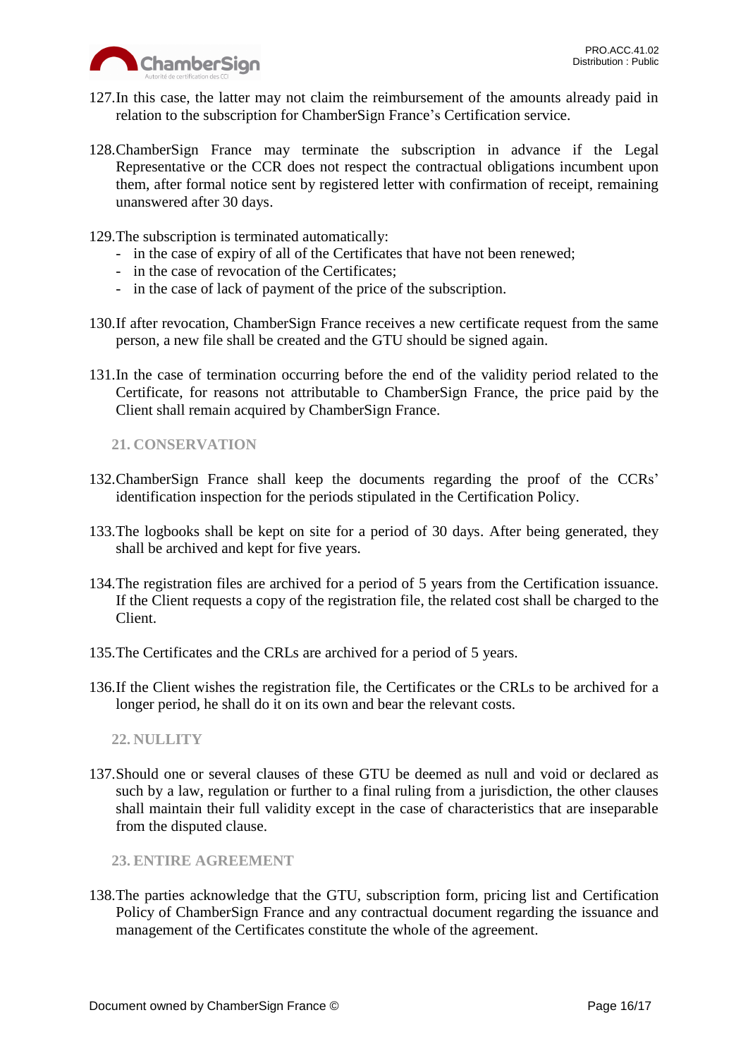127. In this case, the latter may not claim the reimbursement of the amounts already paid in relation to the subscription for ChamberSign France's Certification service.

128. ChamberSign France may terminate the subscription in advance if the Legal Representative or the CCR does not respect the contractual obligations incumbent upon them, after formal notice sent by registered letter with confirmation of receipt, remaining unanswered after 30 days.

129. The subscription is terminated automatically:
    - in the case of expiry of all of the Certificates that have not been renewed;
    - in the case of revocation of the Certificates;
    - in the case of lack of payment of the price of the subscription.

130. If after revocation, ChamberSign France receives a new certificate request from the same person, a new file shall be created and the GTU should be signed again.

131. In the case of termination occurring before the end of the validity period related to the Certificate, for reasons not attributable to ChamberSign France, the price paid by the Client shall remain acquired by ChamberSign France.

## 21. CONSERVATION

132. ChamberSign France shall keep the documents regarding the proof of the CCRs' identification inspection for the periods stipulated in the Certification Policy.

133. The logbooks shall be kept on site for a period of 30 days. After being generated, they shall be archived and kept for five years.

134. The registration files are archived for a period of 5 years from the Certification issuance. If the Client requests a copy of the registration file, the related cost shall be charged to the Client.

135. The Certificates and the CRLs are archived for a period of 5 years.

136. If the Client wishes the registration file, the Certificates or the CRLs to be archived for a longer period, he shall do it on its own and bear the relevant costs.

## 22. NULLITY

137. Should one or several clauses of these GTU be deemed as null and void or declared as such by a law, regulation or further to a final ruling from a jurisdiction, the other clauses shall maintain their full validity except in the case of characteristics that are inseparable from the disputed clause.

## 23. ENTIRE AGREEMENT

138. The parties acknowledge that the GTU, subscription form, pricing list and Certification Policy of ChamberSign France and any contractual document regarding the issuance and management of the Certificates constitute the whole of the agreement.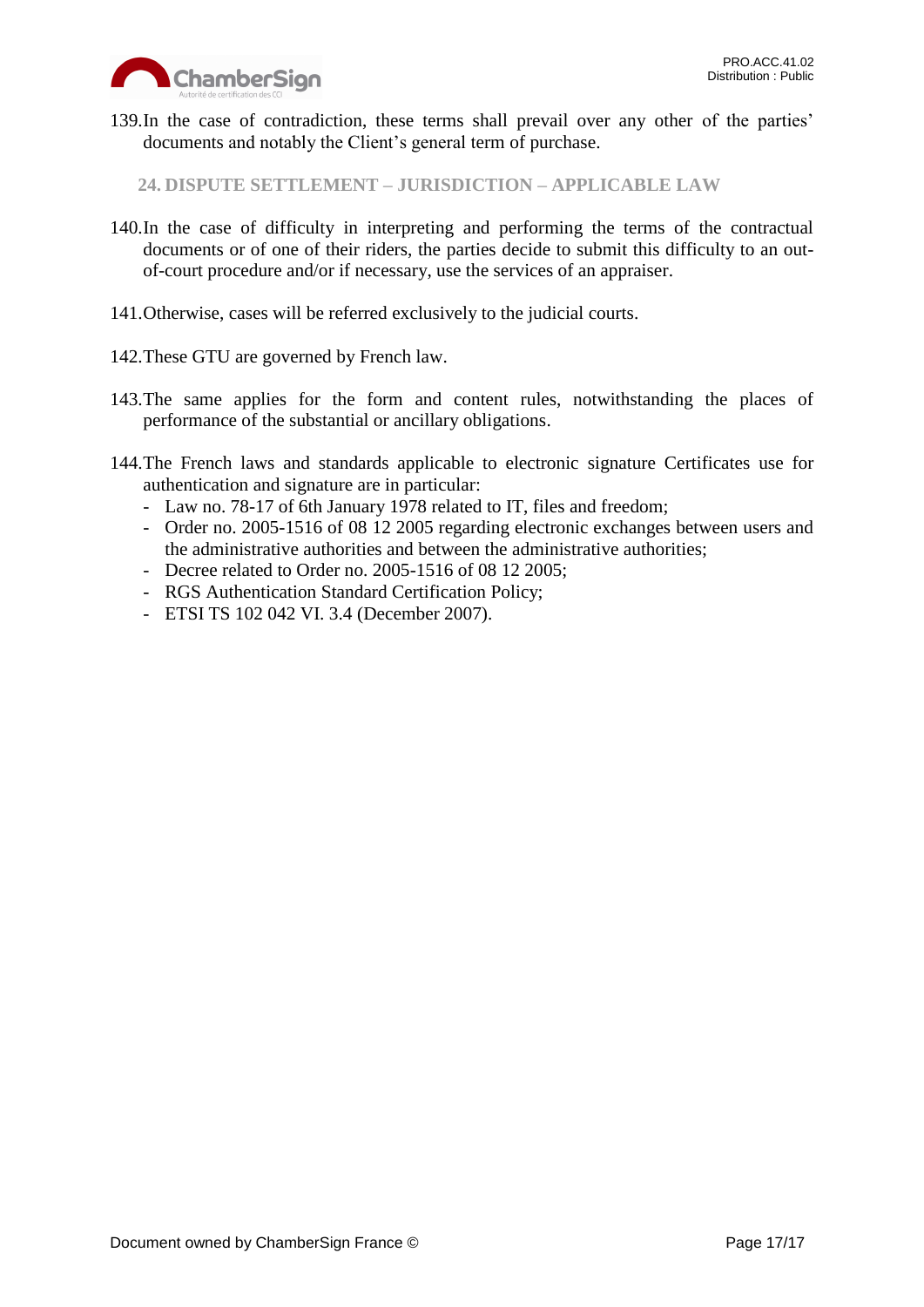139. In the case of contradiction, these terms shall prevail over any other of the parties' documents and notably the Client's general term of purchase.

## 24. DISPUTE SETTLEMENT – JURISDICTION – APPLICABLE LAW

140. In the case of difficulty in interpreting and performing the terms of the contractual documents or of one of their riders, the parties decide to submit this difficulty to an out-of-court procedure and/or if necessary, use the services of an appraiser.

141. Otherwise, cases will be referred exclusively to the judicial courts.

142. These GTU are governed by French law.

143. The same applies for the form and content rules, notwithstanding the places of performance of the substantial or ancillary obligations.

144. The French laws and standards applicable to electronic signature Certificates use for authentication and signature are in particular:
   - Law no. 78-17 of 6th January 1978 related to IT, files and freedom;
   - Order no. 2005-1516 of 08 12 2005 regarding electronic exchanges between users and the administrative authorities and between the administrative authorities;
   - Decree related to Order no. 2005-1516 of 08 12 2005;
   - RGS Authentication Standard Certification Policy;
   - ETSI TS 102 042 VI. 3.4 (December 2007).